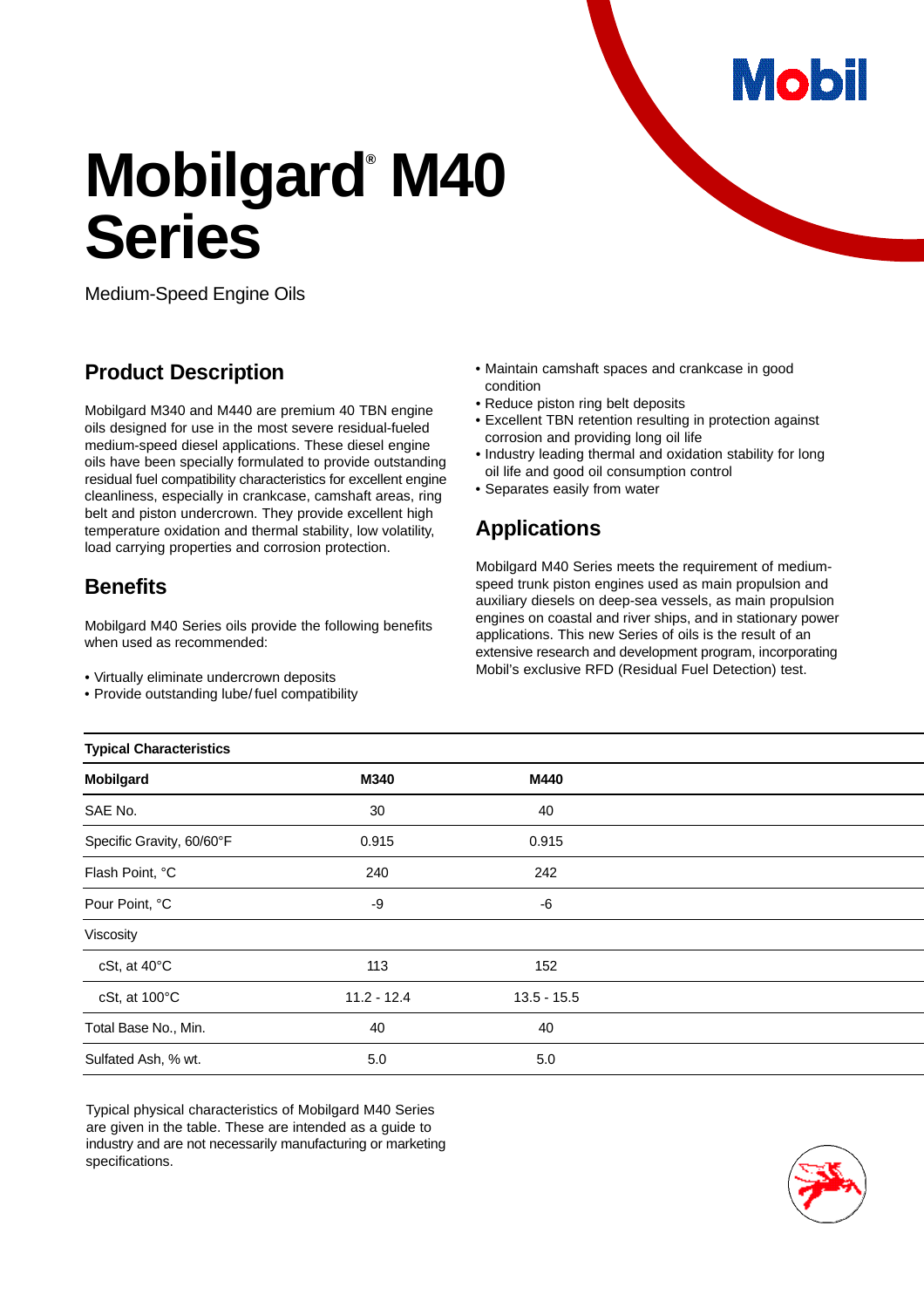# Mobilgard® M40 Series

Medium-Speed Engine Oils

## Product Description

Mobilgard M340 and M440 are premium 40 TBN engine oils designed for use in the most severe residual-fueled medium-speed diesel applications. These diesel engine oils have been specially formulated to provide outstanding residual fuel compatibility characteristics for excellent engine cleanliness, especially in crankcase, camshaft areas, ring belt and piston undercrown. They provide excellent high temperature oxidation and thermal stability, low volatility, load carrying properties and corrosion protection.

## Benefits

Mobilgard M40 Series oils provide the following benefits when used as recommended:

- Virtually eliminate undercrown deposits
- Provide outstanding lube/fuel compatibility
- Maintain camshaft spaces and crankcase in good condition
- Reduce piston ring belt deposits
- Excellent TBN retention resulting in protection against corrosion and providing long oil life
- Industry leading thermal and oxidation stability for long oil life and good oil consumption control
- Separates easily from water

## Applications

Mobilgard M40 Series meets the requirement of medium-speed trunk piston engines used as main propulsion and auxiliary diesels on deep-sea vessels, as main propulsion engines on coastal and river ships, and in stationary power applications. This new Series of oils is the result of an extensive research and development program, incorporating Mobil's exclusive RFD (Residual Fuel Detection) test.

**Typical Characteristics**

| Mobilgard | M340 | M440 |
|---|---|---|
| SAE No. | 30 | 40 |
| Specific Gravity, 60/60°F | 0.915 | 0.915 |
| Flash Point, °C | 240 | 242 |
| Pour Point, °C | -9 | -6 |
| Viscosity | | |
| cSt, at 40°C | 113 | 152 |
| cSt, at 100°C | 11.2 - 12.4 | 13.5 - 15.5 |
| Total Base No., Min. | 40 | 40 |
| Sulfated Ash, % wt. | 5.0 | 5.0 |

Typical physical characteristics of Mobilgard M40 Series are given in the table. These are intended as a guide to industry and are not necessarily manufacturing or marketing specifications.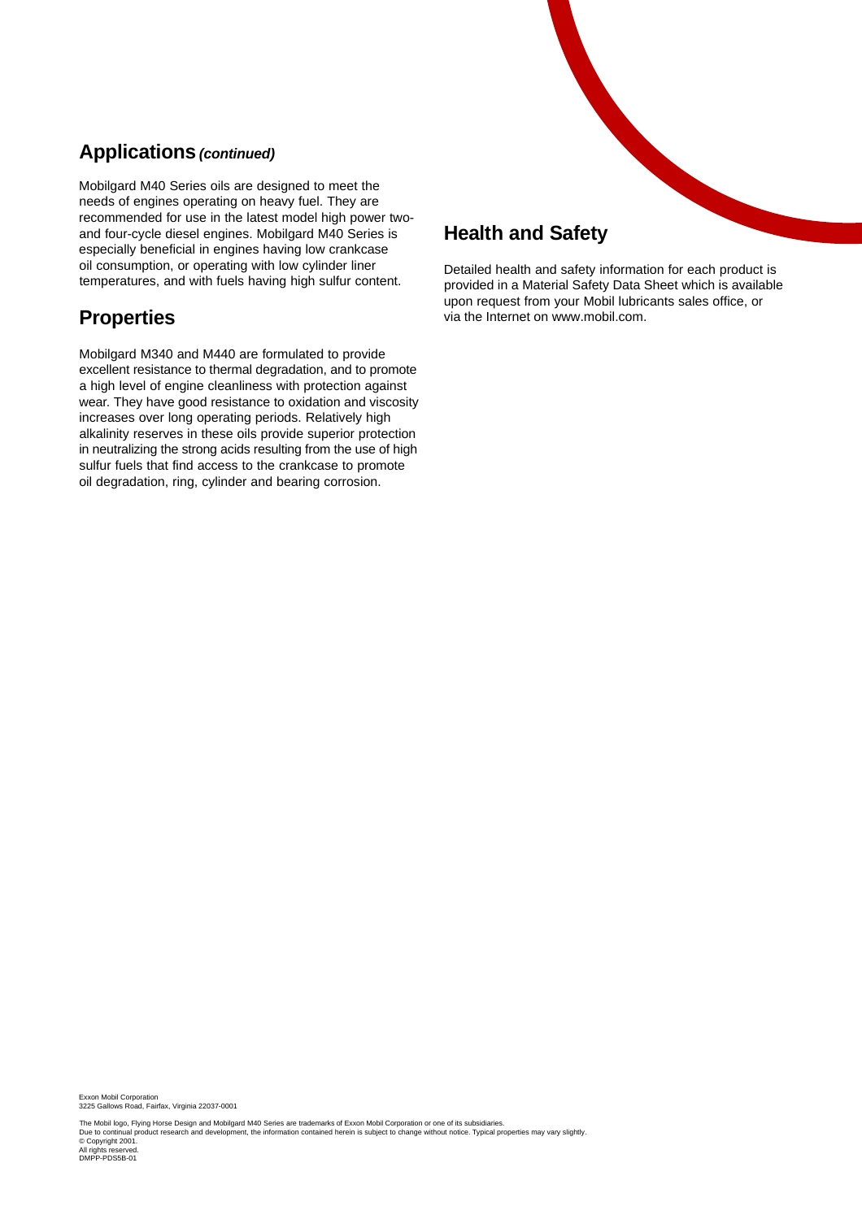## Applications *(continued)*

Mobilgard M40 Series oils are designed to meet the needs of engines operating on heavy fuel. They are recommended for use in the latest model high power two- and four-cycle diesel engines. Mobilgard M40 Series is especially beneficial in engines having low crankcase oil consumption, or operating with low cylinder liner temperatures, and with fuels having high sulfur content.

## Properties

Mobilgard M340 and M440 are formulated to provide excellent resistance to thermal degradation, and to promote a high level of engine cleanliness with protection against wear. They have good resistance to oxidation and viscosity increases over long operating periods. Relatively high alkalinity reserves in these oils provide superior protection in neutralizing the strong acids resulting from the use of high sulfur fuels that find access to the crankcase to promote oil degradation, ring, cylinder and bearing corrosion.

## Health and Safety

Detailed health and safety information for each product is provided in a Material Safety Data Sheet which is available upon request from your Mobil lubricants sales office, or via the Internet on www.mobil.com.

Exxon Mobil Corporation
3225 Gallows Road, Fairfax, Virginia 22037-0001

The Mobil logo, Flying Horse Design and Mobilgard M40 Series are trademarks of Exxon Mobil Corporation or one of its subsidiaries.
Due to continual product research and development, the information contained herein is subject to change without notice. Typical properties may vary slightly.
© Copyright 2001.
All rights reserved.
DMPP-PDS5B-01